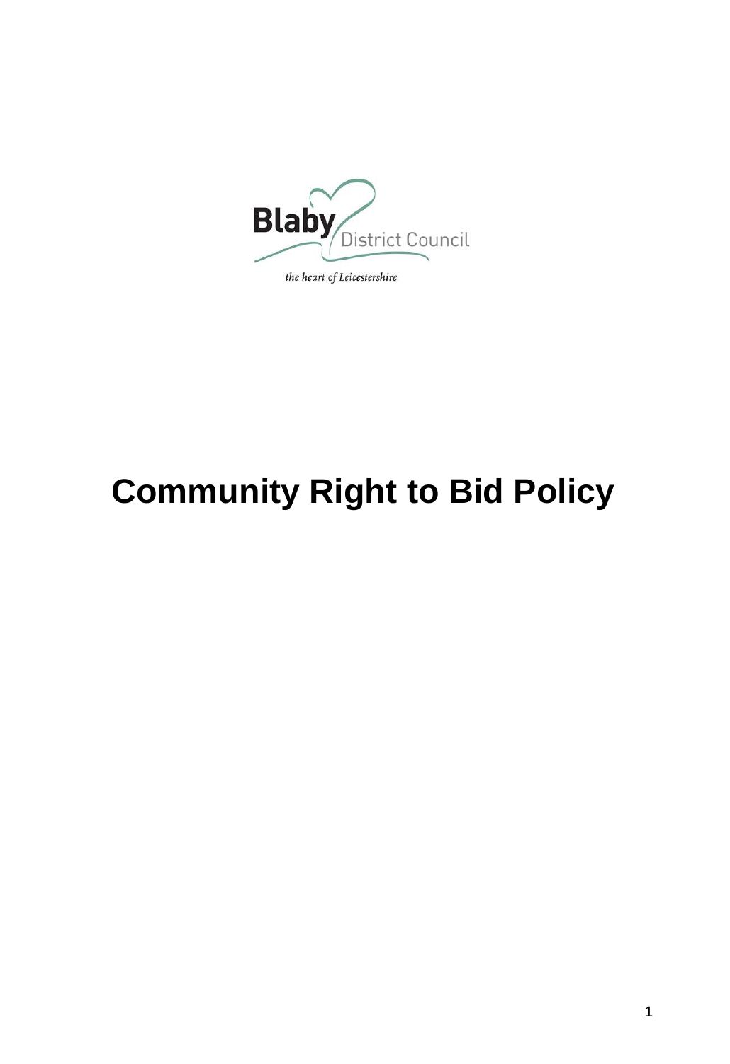Blaby District Council

*the heart of Leicestershire*

# Community Right to Bid Policy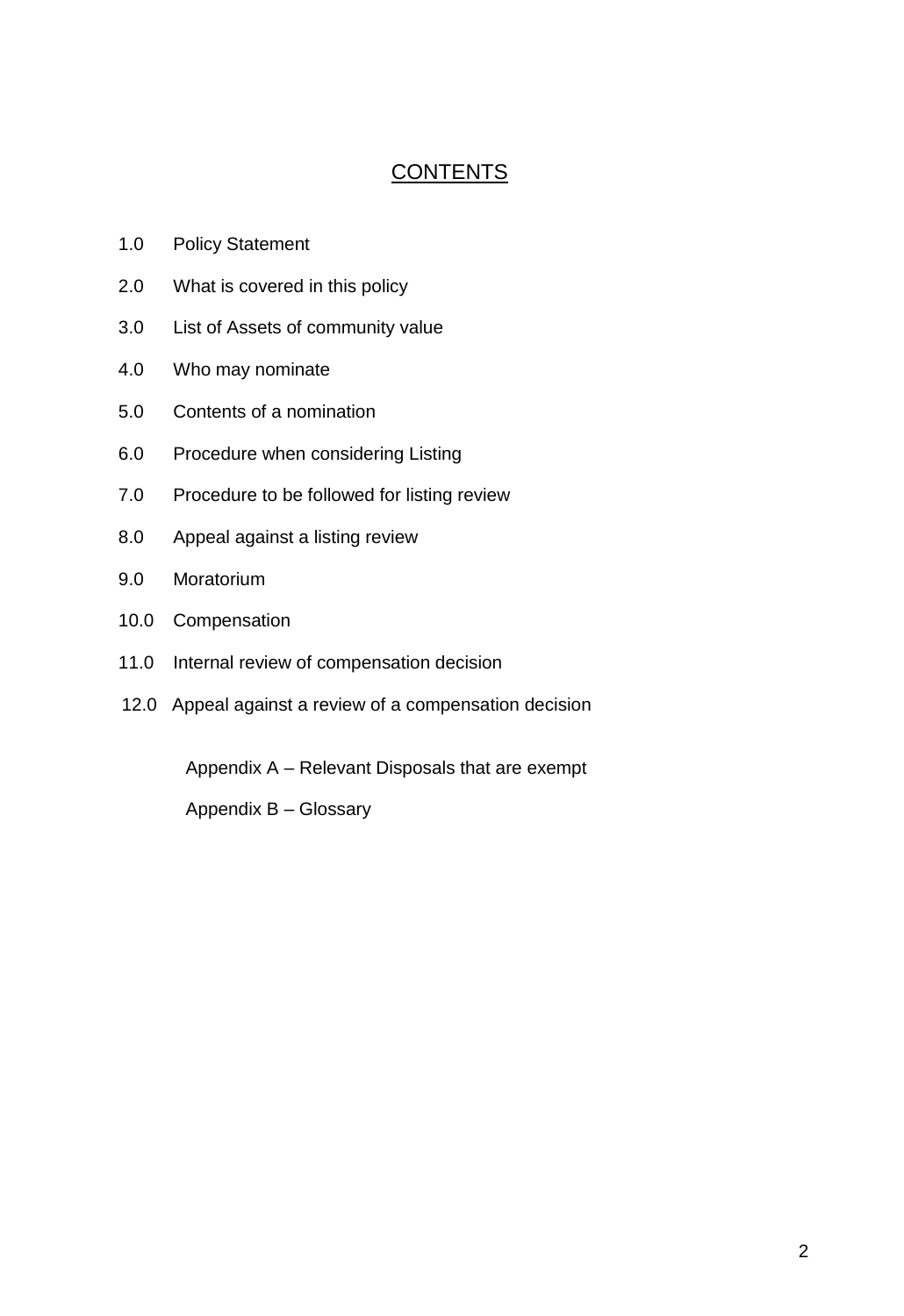# CONTENTS

1.0 Policy Statement

2.0 What is covered in this policy

3.0 List of Assets of community value

4.0 Who may nominate

5.0 Contents of a nomination

6.0 Procedure when considering Listing

7.0 Procedure to be followed for listing review

8.0 Appeal against a listing review

9.0 Moratorium

10.0 Compensation

11.0 Internal review of compensation decision

12.0 Appeal against a review of a compensation decision

Appendix A – Relevant Disposals that are exempt

Appendix B – Glossary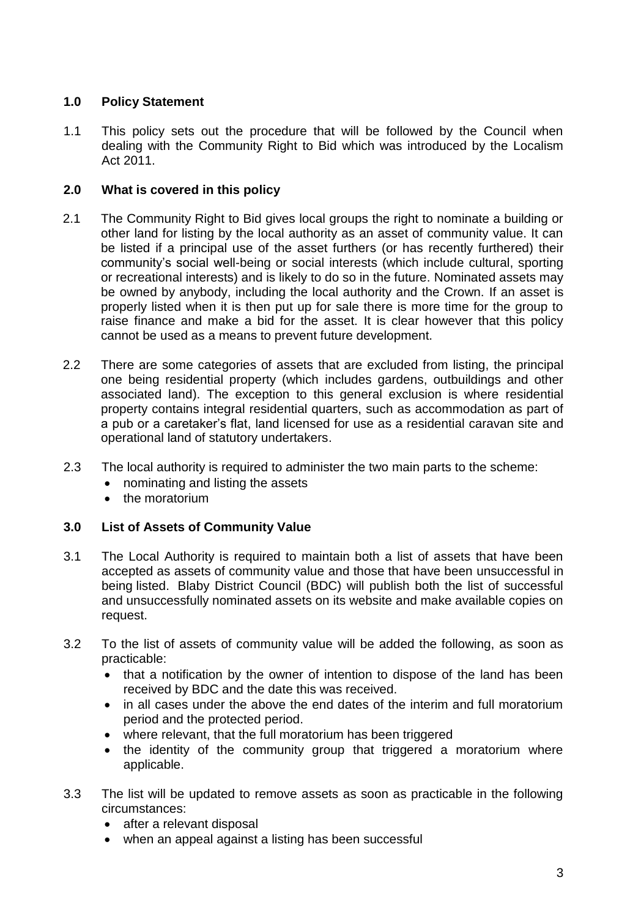## 1.0 Policy Statement

1.1 This policy sets out the procedure that will be followed by the Council when dealing with the Community Right to Bid which was introduced by the Localism Act 2011.

## 2.0 What is covered in this policy

2.1 The Community Right to Bid gives local groups the right to nominate a building or other land for listing by the local authority as an asset of community value. It can be listed if a principal use of the asset furthers (or has recently furthered) their community's social well-being or social interests (which include cultural, sporting or recreational interests) and is likely to do so in the future. Nominated assets may be owned by anybody, including the local authority and the Crown. If an asset is properly listed when it is then put up for sale there is more time for the group to raise finance and make a bid for the asset. It is clear however that this policy cannot be used as a means to prevent future development.

2.2 There are some categories of assets that are excluded from listing, the principal one being residential property (which includes gardens, outbuildings and other associated land). The exception to this general exclusion is where residential property contains integral residential quarters, such as accommodation as part of a pub or a caretaker's flat, land licensed for use as a residential caravan site and operational land of statutory undertakers.

2.3 The local authority is required to administer the two main parts to the scheme:

- nominating and listing the assets
- the moratorium

## 3.0 List of Assets of Community Value

3.1 The Local Authority is required to maintain both a list of assets that have been accepted as assets of community value and those that have been unsuccessful in being listed. Blaby District Council (BDC) will publish both the list of successful and unsuccessfully nominated assets on its website and make available copies on request.

3.2 To the list of assets of community value will be added the following, as soon as practicable:

- that a notification by the owner of intention to dispose of the land has been received by BDC and the date this was received.
- in all cases under the above the end dates of the interim and full moratorium period and the protected period.
- where relevant, that the full moratorium has been triggered
- the identity of the community group that triggered a moratorium where applicable.

3.3 The list will be updated to remove assets as soon as practicable in the following circumstances:

- after a relevant disposal
- when an appeal against a listing has been successful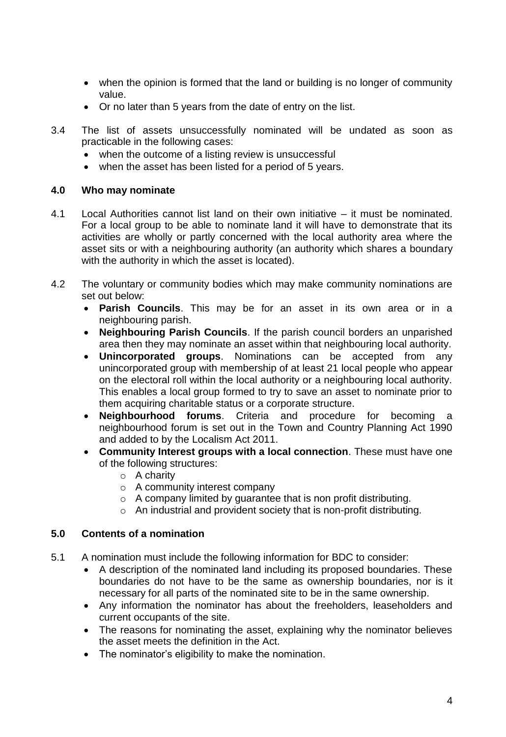- when the opinion is formed that the land or building is no longer of community value.
- Or no later than 5 years from the date of entry on the list.

3.4 The list of assets unsuccessfully nominated will be undated as soon as practicable in the following cases:

- when the outcome of a listing review is unsuccessful
- when the asset has been listed for a period of 5 years.

## 4.0 Who may nominate

4.1 Local Authorities cannot list land on their own initiative – it must be nominated. For a local group to be able to nominate land it will have to demonstrate that its activities are wholly or partly concerned with the local authority area where the asset sits or with a neighbouring authority (an authority which shares a boundary with the authority in which the asset is located).

4.2 The voluntary or community bodies which may make community nominations are set out below:

- **Parish Councils**. This may be for an asset in its own area or in a neighbouring parish.
- **Neighbouring Parish Councils**. If the parish council borders an unparished area then they may nominate an asset within that neighbouring local authority.
- **Unincorporated groups**. Nominations can be accepted from any unincorporated group with membership of at least 21 local people who appear on the electoral roll within the local authority or a neighbouring local authority. This enables a local group formed to try to save an asset to nominate prior to them acquiring charitable status or a corporate structure.
- **Neighbourhood forums**. Criteria and procedure for becoming a neighbourhood forum is set out in the Town and Country Planning Act 1990 and added to by the Localism Act 2011.
- **Community Interest groups with a local connection**. These must have one of the following structures:
  - A charity
  - A community interest company
  - A company limited by guarantee that is non profit distributing.
  - An industrial and provident society that is non-profit distributing.

## 5.0 Contents of a nomination

5.1 A nomination must include the following information for BDC to consider:

- A description of the nominated land including its proposed boundaries. These boundaries do not have to be the same as ownership boundaries, nor is it necessary for all parts of the nominated site to be in the same ownership.
- Any information the nominator has about the freeholders, leaseholders and current occupants of the site.
- The reasons for nominating the asset, explaining why the nominator believes the asset meets the definition in the Act.
- The nominator's eligibility to make the nomination.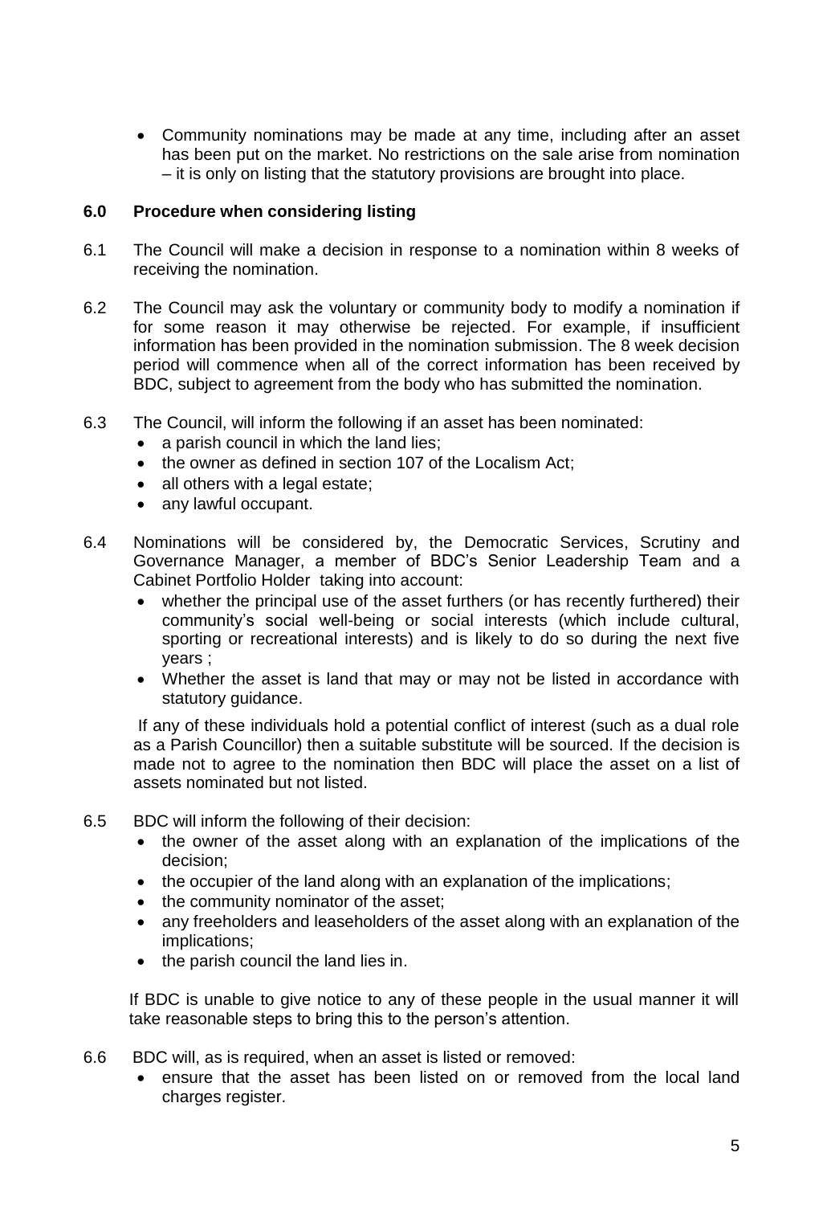- Community nominations may be made at any time, including after an asset has been put on the market. No restrictions on the sale arise from nomination – it is only on listing that the statutory provisions are brought into place.

## 6.0 Procedure when considering listing

6.1 The Council will make a decision in response to a nomination within 8 weeks of receiving the nomination.

6.2 The Council may ask the voluntary or community body to modify a nomination if for some reason it may otherwise be rejected. For example, if insufficient information has been provided in the nomination submission. The 8 week decision period will commence when all of the correct information has been received by BDC, subject to agreement from the body who has submitted the nomination.

6.3 The Council, will inform the following if an asset has been nominated:

- a parish council in which the land lies;
- the owner as defined in section 107 of the Localism Act;
- all others with a legal estate;
- any lawful occupant.

6.4 Nominations will be considered by, the Democratic Services, Scrutiny and Governance Manager, a member of BDC's Senior Leadership Team and a Cabinet Portfolio Holder taking into account:

- whether the principal use of the asset furthers (or has recently furthered) their community's social well-being or social interests (which include cultural, sporting or recreational interests) and is likely to do so during the next five years ;
- Whether the asset is land that may or may not be listed in accordance with statutory guidance.

If any of these individuals hold a potential conflict of interest (such as a dual role as a Parish Councillor) then a suitable substitute will be sourced. If the decision is made not to agree to the nomination then BDC will place the asset on a list of assets nominated but not listed.

6.5 BDC will inform the following of their decision:

- the owner of the asset along with an explanation of the implications of the decision;
- the occupier of the land along with an explanation of the implications;
- the community nominator of the asset;
- any freeholders and leaseholders of the asset along with an explanation of the implications;
- the parish council the land lies in.

If BDC is unable to give notice to any of these people in the usual manner it will take reasonable steps to bring this to the person's attention.

6.6 BDC will, as is required, when an asset is listed or removed:

- ensure that the asset has been listed on or removed from the local land charges register.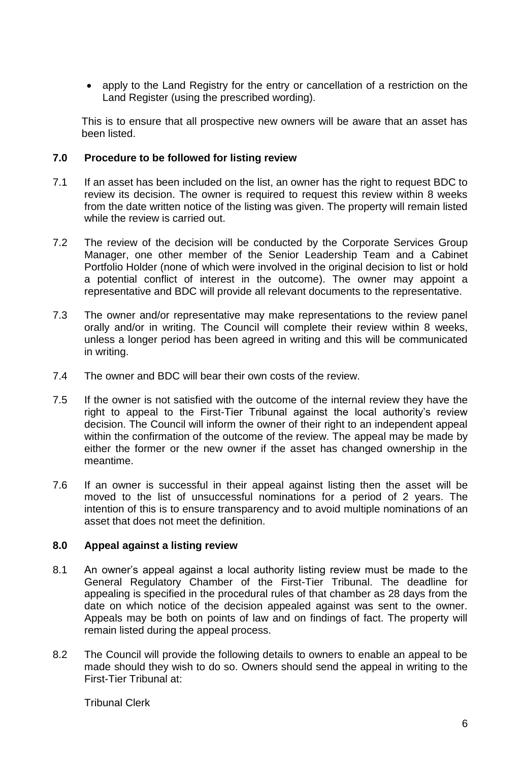- apply to the Land Registry for the entry or cancellation of a restriction on the Land Register (using the prescribed wording).

This is to ensure that all prospective new owners will be aware that an asset has been listed.

## 7.0 Procedure to be followed for listing review

7.1 If an asset has been included on the list, an owner has the right to request BDC to review its decision. The owner is required to request this review within 8 weeks from the date written notice of the listing was given. The property will remain listed while the review is carried out.

7.2 The review of the decision will be conducted by the Corporate Services Group Manager, one other member of the Senior Leadership Team and a Cabinet Portfolio Holder (none of which were involved in the original decision to list or hold a potential conflict of interest in the outcome). The owner may appoint a representative and BDC will provide all relevant documents to the representative.

7.3 The owner and/or representative may make representations to the review panel orally and/or in writing. The Council will complete their review within 8 weeks, unless a longer period has been agreed in writing and this will be communicated in writing.

7.4 The owner and BDC will bear their own costs of the review.

7.5 If the owner is not satisfied with the outcome of the internal review they have the right to appeal to the First-Tier Tribunal against the local authority's review decision. The Council will inform the owner of their right to an independent appeal within the confirmation of the outcome of the review. The appeal may be made by either the former or the new owner if the asset has changed ownership in the meantime.

7.6 If an owner is successful in their appeal against listing then the asset will be moved to the list of unsuccessful nominations for a period of 2 years. The intention of this is to ensure transparency and to avoid multiple nominations of an asset that does not meet the definition.

## 8.0 Appeal against a listing review

8.1 An owner's appeal against a local authority listing review must be made to the General Regulatory Chamber of the First-Tier Tribunal. The deadline for appealing is specified in the procedural rules of that chamber as 28 days from the date on which notice of the decision appealed against was sent to the owner. Appeals may be both on points of law and on findings of fact. The property will remain listed during the appeal process.

8.2 The Council will provide the following details to owners to enable an appeal to be made should they wish to do so. Owners should send the appeal in writing to the First-Tier Tribunal at:

Tribunal Clerk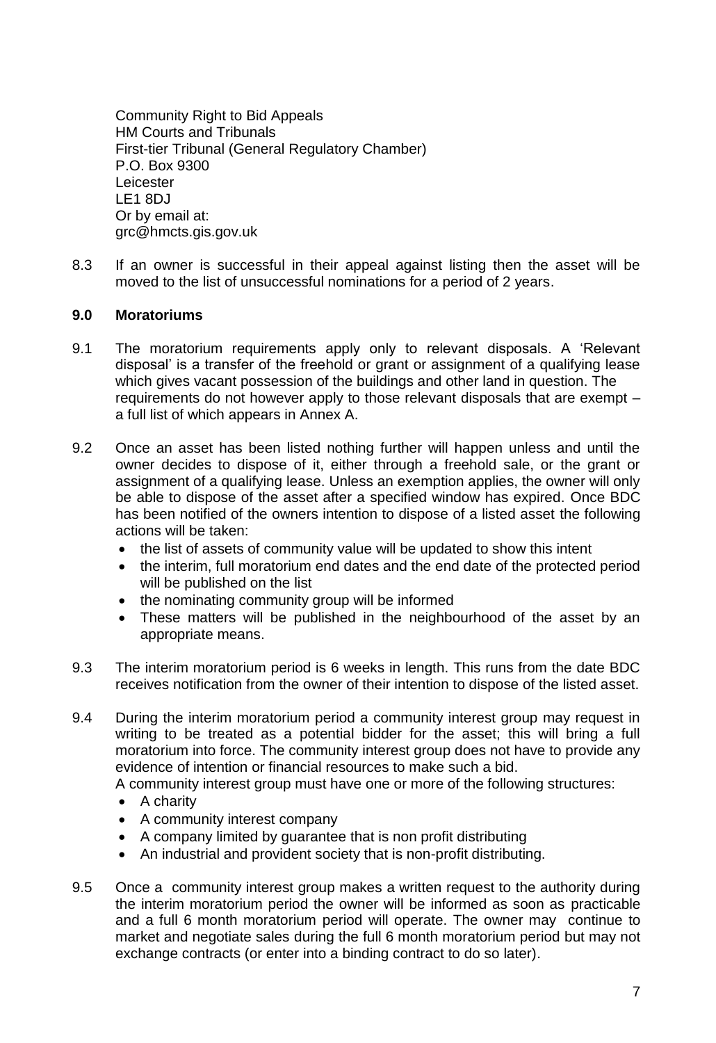Community Right to Bid Appeals
HM Courts and Tribunals
First-tier Tribunal (General Regulatory Chamber)
P.O. Box 9300
Leicester
LE1 8DJ
Or by email at:
grc@hmcts.gis.gov.uk

8.3 If an owner is successful in their appeal against listing then the asset will be moved to the list of unsuccessful nominations for a period of 2 years.

## 9.0 Moratoriums

9.1 The moratorium requirements apply only to relevant disposals. A 'Relevant disposal' is a transfer of the freehold or grant or assignment of a qualifying lease which gives vacant possession of the buildings and other land in question. The requirements do not however apply to those relevant disposals that are exempt – a full list of which appears in Annex A.

9.2 Once an asset has been listed nothing further will happen unless and until the owner decides to dispose of it, either through a freehold sale, or the grant or assignment of a qualifying lease. Unless an exemption applies, the owner will only be able to dispose of the asset after a specified window has expired. Once BDC has been notified of the owners intention to dispose of a listed asset the following actions will be taken:

- the list of assets of community value will be updated to show this intent
- the interim, full moratorium end dates and the end date of the protected period will be published on the list
- the nominating community group will be informed
- These matters will be published in the neighbourhood of the asset by an appropriate means.

9.3 The interim moratorium period is 6 weeks in length. This runs from the date BDC receives notification from the owner of their intention to dispose of the listed asset.

9.4 During the interim moratorium period a community interest group may request in writing to be treated as a potential bidder for the asset; this will bring a full moratorium into force. The community interest group does not have to provide any evidence of intention or financial resources to make such a bid.
A community interest group must have one or more of the following structures:

- A charity
- A community interest company
- A company limited by guarantee that is non profit distributing
- An industrial and provident society that is non-profit distributing.

9.5 Once a community interest group makes a written request to the authority during the interim moratorium period the owner will be informed as soon as practicable and a full 6 month moratorium period will operate. The owner may continue to market and negotiate sales during the full 6 month moratorium period but may not exchange contracts (or enter into a binding contract to do so later).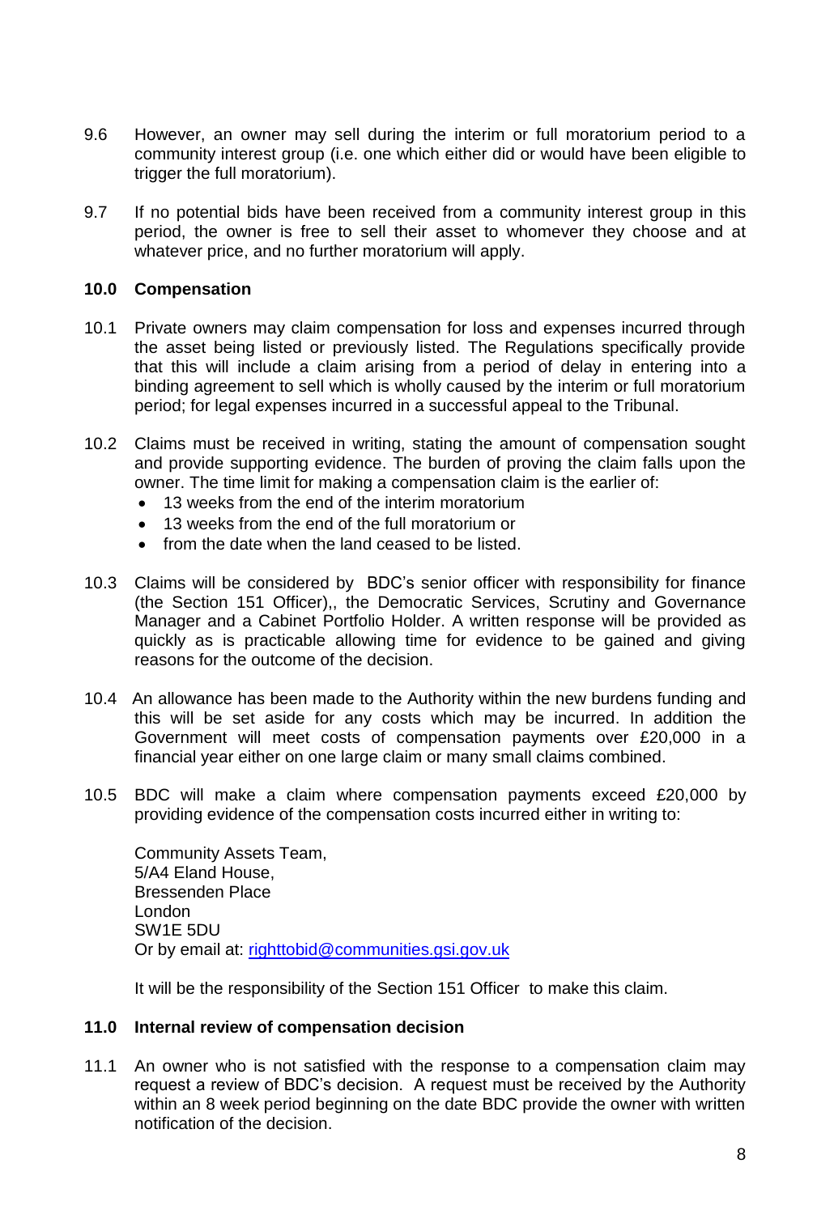9.6 However, an owner may sell during the interim or full moratorium period to a community interest group (i.e. one which either did or would have been eligible to trigger the full moratorium).

9.7 If no potential bids have been received from a community interest group in this period, the owner is free to sell their asset to whomever they choose and at whatever price, and no further moratorium will apply.

## 10.0 Compensation

10.1 Private owners may claim compensation for loss and expenses incurred through the asset being listed or previously listed. The Regulations specifically provide that this will include a claim arising from a period of delay in entering into a binding agreement to sell which is wholly caused by the interim or full moratorium period; for legal expenses incurred in a successful appeal to the Tribunal.

10.2 Claims must be received in writing, stating the amount of compensation sought and provide supporting evidence. The burden of proving the claim falls upon the owner. The time limit for making a compensation claim is the earlier of:

- 13 weeks from the end of the interim moratorium
- 13 weeks from the end of the full moratorium or
- from the date when the land ceased to be listed.

10.3 Claims will be considered by BDC's senior officer with responsibility for finance (the Section 151 Officer),, the Democratic Services, Scrutiny and Governance Manager and a Cabinet Portfolio Holder. A written response will be provided as quickly as is practicable allowing time for evidence to be gained and giving reasons for the outcome of the decision.

10.4 An allowance has been made to the Authority within the new burdens funding and this will be set aside for any costs which may be incurred. In addition the Government will meet costs of compensation payments over £20,000 in a financial year either on one large claim or many small claims combined.

10.5 BDC will make a claim where compensation payments exceed £20,000 by providing evidence of the compensation costs incurred either in writing to:

Community Assets Team,
5/A4 Eland House,
Bressenden Place
London
SW1E 5DU
Or by email at: righttobid@communities.gsi.gov.uk

It will be the responsibility of the Section 151 Officer to make this claim.

## 11.0 Internal review of compensation decision

11.1 An owner who is not satisfied with the response to a compensation claim may request a review of BDC's decision. A request must be received by the Authority within an 8 week period beginning on the date BDC provide the owner with written notification of the decision.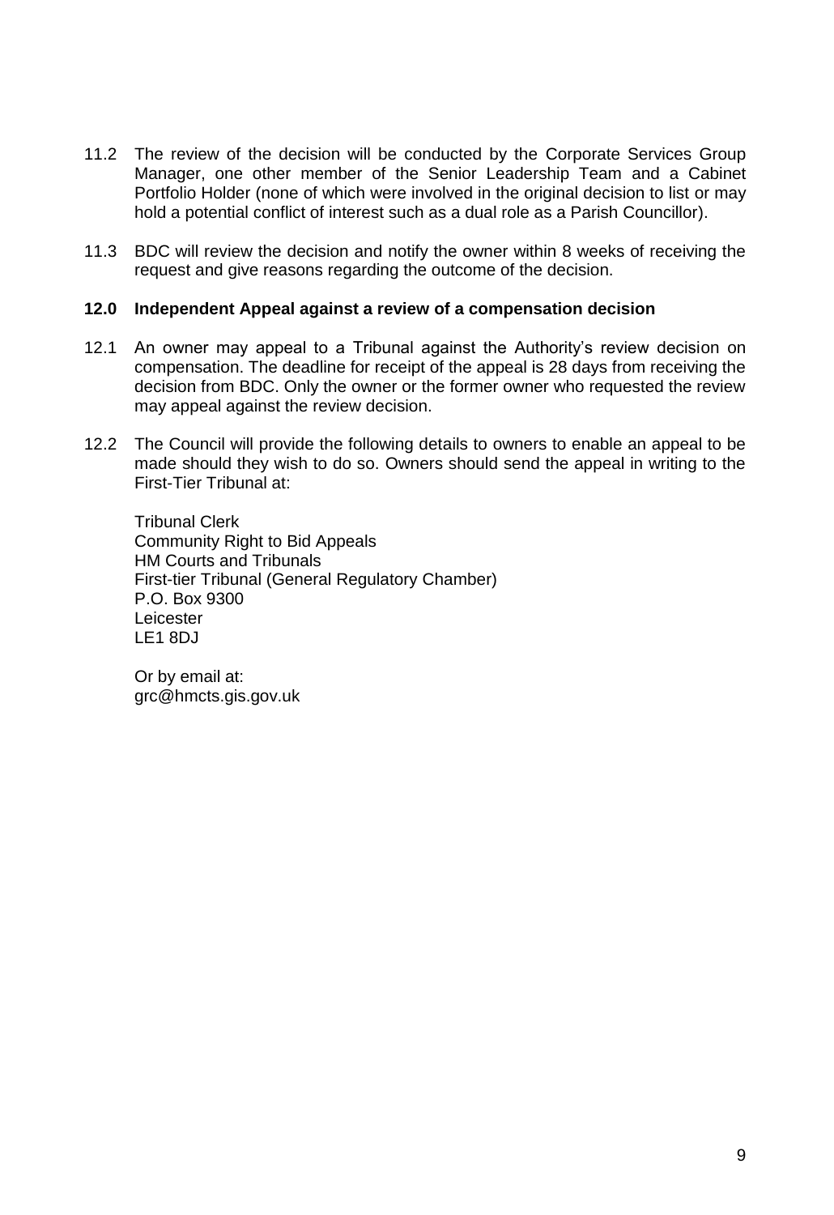11.2 The review of the decision will be conducted by the Corporate Services Group Manager, one other member of the Senior Leadership Team and a Cabinet Portfolio Holder (none of which were involved in the original decision to list or may hold a potential conflict of interest such as a dual role as a Parish Councillor).

11.3 BDC will review the decision and notify the owner within 8 weeks of receiving the request and give reasons regarding the outcome of the decision.

## 12.0 Independent Appeal against a review of a compensation decision

12.1 An owner may appeal to a Tribunal against the Authority's review decision on compensation. The deadline for receipt of the appeal is 28 days from receiving the decision from BDC. Only the owner or the former owner who requested the review may appeal against the review decision.

12.2 The Council will provide the following details to owners to enable an appeal to be made should they wish to do so. Owners should send the appeal in writing to the First-Tier Tribunal at:

Tribunal Clerk
Community Right to Bid Appeals
HM Courts and Tribunals
First-tier Tribunal (General Regulatory Chamber)
P.O. Box 9300
Leicester
LE1 8DJ

Or by email at:
grc@hmcts.gis.gov.uk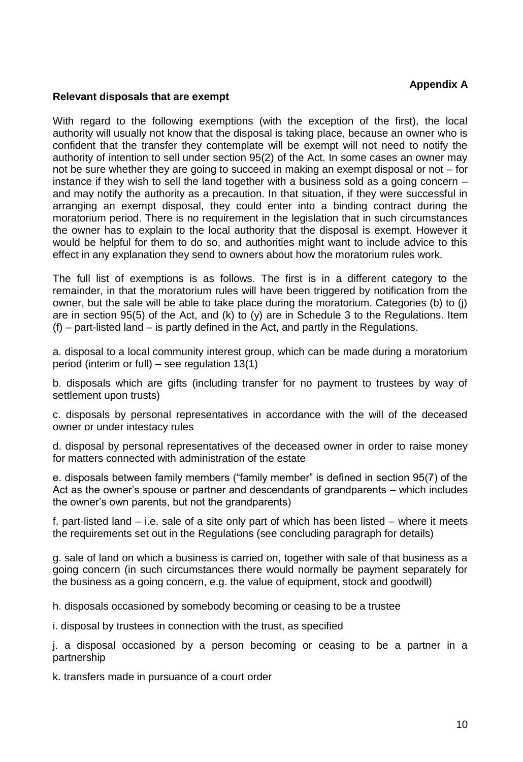**Appendix A**

**Relevant disposals that are exempt**

With regard to the following exemptions (with the exception of the first), the local authority will usually not know that the disposal is taking place, because an owner who is confident that the transfer they contemplate will be exempt will not need to notify the authority of intention to sell under section 95(2) of the Act. In some cases an owner may not be sure whether they are going to succeed in making an exempt disposal or not – for instance if they wish to sell the land together with a business sold as a going concern – and may notify the authority as a precaution. In that situation, if they were successful in arranging an exempt disposal, they could enter into a binding contract during the moratorium period. There is no requirement in the legislation that in such circumstances the owner has to explain to the local authority that the disposal is exempt. However it would be helpful for them to do so, and authorities might want to include advice to this effect in any explanation they send to owners about how the moratorium rules work.

The full list of exemptions is as follows. The first is in a different category to the remainder, in that the moratorium rules will have been triggered by notification from the owner, but the sale will be able to take place during the moratorium. Categories (b) to (j) are in section 95(5) of the Act, and (k) to (y) are in Schedule 3 to the Regulations. Item (f) – part-listed land – is partly defined in the Act, and partly in the Regulations.

a. disposal to a local community interest group, which can be made during a moratorium period (interim or full) – see regulation 13(1)

b. disposals which are gifts (including transfer for no payment to trustees by way of settlement upon trusts)

c. disposals by personal representatives in accordance with the will of the deceased owner or under intestacy rules

d. disposal by personal representatives of the deceased owner in order to raise money for matters connected with administration of the estate

e. disposals between family members ("family member" is defined in section 95(7) of the Act as the owner's spouse or partner and descendants of grandparents – which includes the owner's own parents, but not the grandparents)

f. part-listed land – i.e. sale of a site only part of which has been listed – where it meets the requirements set out in the Regulations (see concluding paragraph for details)

g. sale of land on which a business is carried on, together with sale of that business as a going concern (in such circumstances there would normally be payment separately for the business as a going concern, e.g. the value of equipment, stock and goodwill)

h. disposals occasioned by somebody becoming or ceasing to be a trustee

i. disposal by trustees in connection with the trust, as specified

j. a disposal occasioned by a person becoming or ceasing to be a partner in a partnership

k. transfers made in pursuance of a court order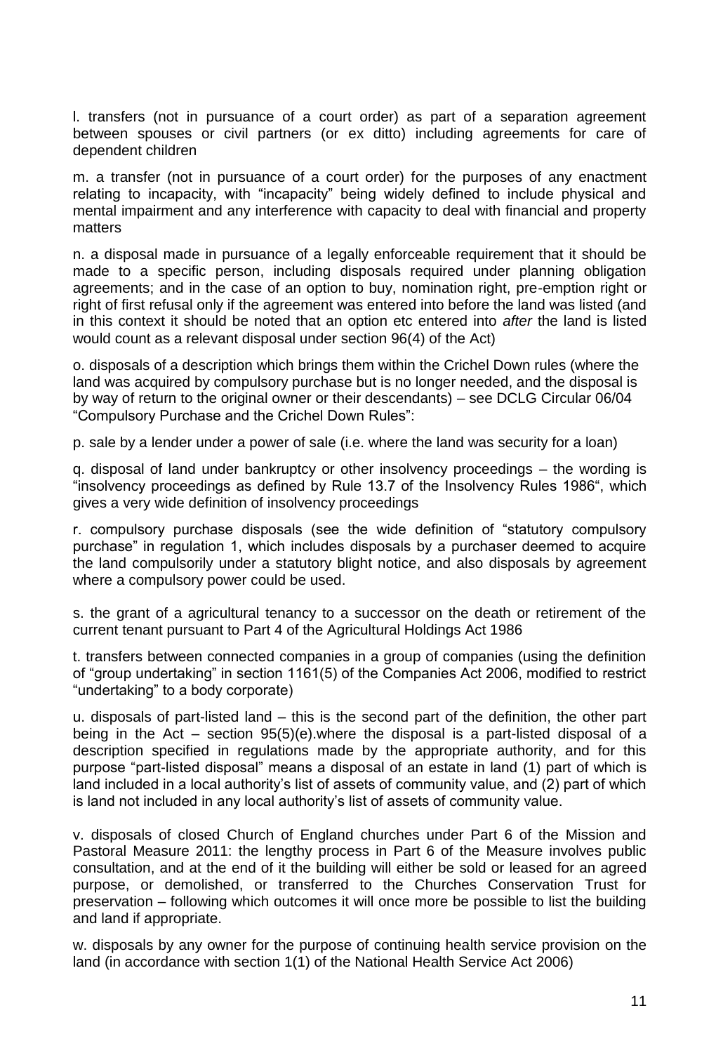l. transfers (not in pursuance of a court order) as part of a separation agreement between spouses or civil partners (or ex ditto) including agreements for care of dependent children

m. a transfer (not in pursuance of a court order) for the purposes of any enactment relating to incapacity, with "incapacity" being widely defined to include physical and mental impairment and any interference with capacity to deal with financial and property matters

n. a disposal made in pursuance of a legally enforceable requirement that it should be made to a specific person, including disposals required under planning obligation agreements; and in the case of an option to buy, nomination right, pre-emption right or right of first refusal only if the agreement was entered into before the land was listed (and in this context it should be noted that an option etc entered into *after* the land is listed would count as a relevant disposal under section 96(4) of the Act)

o. disposals of a description which brings them within the Crichel Down rules (where the land was acquired by compulsory purchase but is no longer needed, and the disposal is by way of return to the original owner or their descendants) – see DCLG Circular 06/04 "Compulsory Purchase and the Crichel Down Rules":

p. sale by a lender under a power of sale (i.e. where the land was security for a loan)

q. disposal of land under bankruptcy or other insolvency proceedings – the wording is "insolvency proceedings as defined by Rule 13.7 of the Insolvency Rules 1986", which gives a very wide definition of insolvency proceedings

r. compulsory purchase disposals (see the wide definition of "statutory compulsory purchase" in regulation 1, which includes disposals by a purchaser deemed to acquire the land compulsorily under a statutory blight notice, and also disposals by agreement where a compulsory power could be used.

s. the grant of a agricultural tenancy to a successor on the death or retirement of the current tenant pursuant to Part 4 of the Agricultural Holdings Act 1986

t. transfers between connected companies in a group of companies (using the definition of "group undertaking" in section 1161(5) of the Companies Act 2006, modified to restrict "undertaking" to a body corporate)

u. disposals of part-listed land – this is the second part of the definition, the other part being in the Act – section 95(5)(e).where the disposal is a part-listed disposal of a description specified in regulations made by the appropriate authority, and for this purpose "part-listed disposal" means a disposal of an estate in land (1) part of which is land included in a local authority's list of assets of community value, and (2) part of which is land not included in any local authority's list of assets of community value.

v. disposals of closed Church of England churches under Part 6 of the Mission and Pastoral Measure 2011: the lengthy process in Part 6 of the Measure involves public consultation, and at the end of it the building will either be sold or leased for an agreed purpose, or demolished, or transferred to the Churches Conservation Trust for preservation – following which outcomes it will once more be possible to list the building and land if appropriate.

w. disposals by any owner for the purpose of continuing health service provision on the land (in accordance with section 1(1) of the National Health Service Act 2006)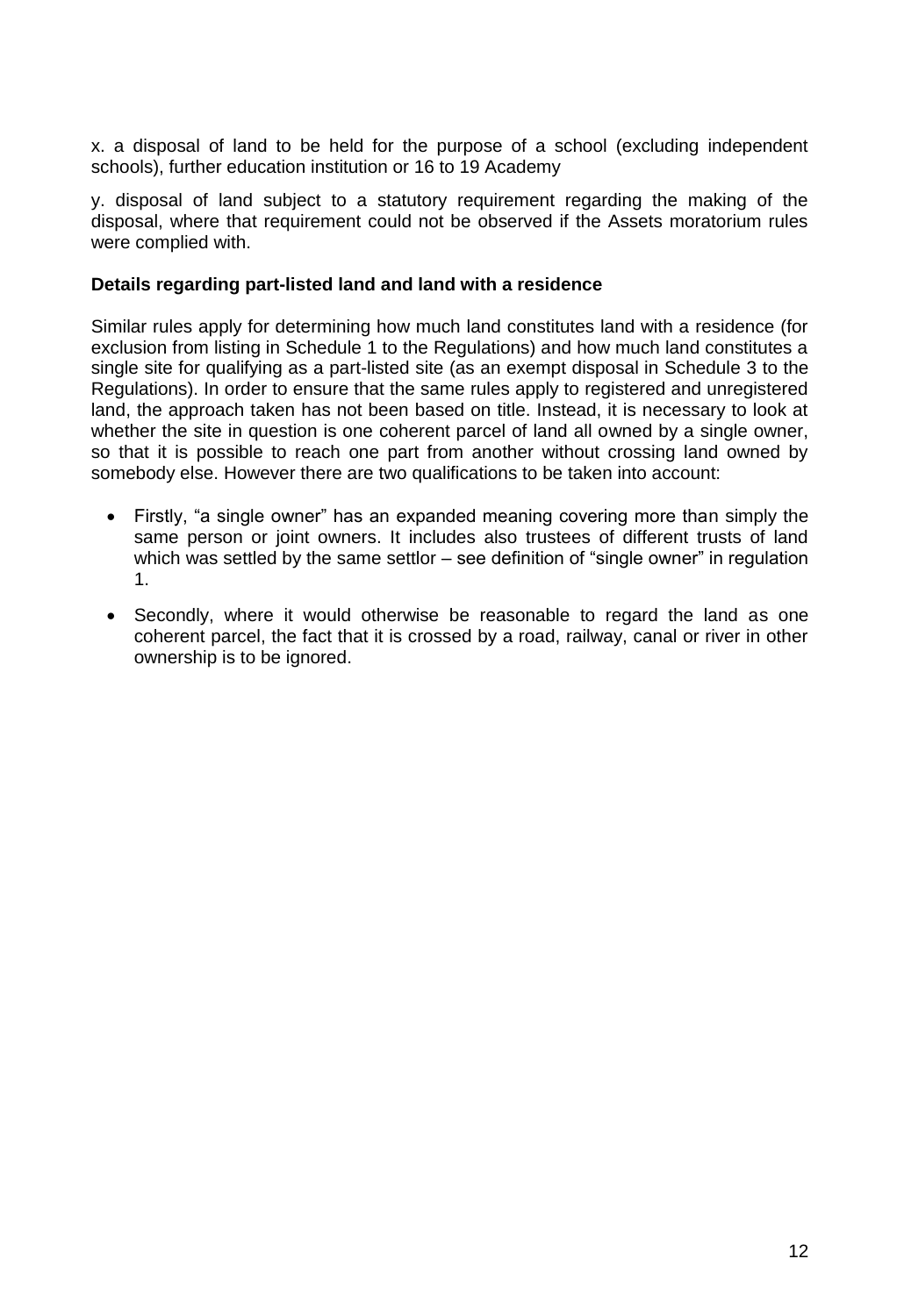x. a disposal of land to be held for the purpose of a school (excluding independent schools), further education institution or 16 to 19 Academy

y. disposal of land subject to a statutory requirement regarding the making of the disposal, where that requirement could not be observed if the Assets moratorium rules were complied with.

**Details regarding part-listed land and land with a residence**

Similar rules apply for determining how much land constitutes land with a residence (for exclusion from listing in Schedule 1 to the Regulations) and how much land constitutes a single site for qualifying as a part-listed site (as an exempt disposal in Schedule 3 to the Regulations). In order to ensure that the same rules apply to registered and unregistered land, the approach taken has not been based on title. Instead, it is necessary to look at whether the site in question is one coherent parcel of land all owned by a single owner, so that it is possible to reach one part from another without crossing land owned by somebody else. However there are two qualifications to be taken into account:

- Firstly, "a single owner" has an expanded meaning covering more than simply the same person or joint owners. It includes also trustees of different trusts of land which was settled by the same settlor – see definition of "single owner" in regulation 1.
- Secondly, where it would otherwise be reasonable to regard the land as one coherent parcel, the fact that it is crossed by a road, railway, canal or river in other ownership is to be ignored.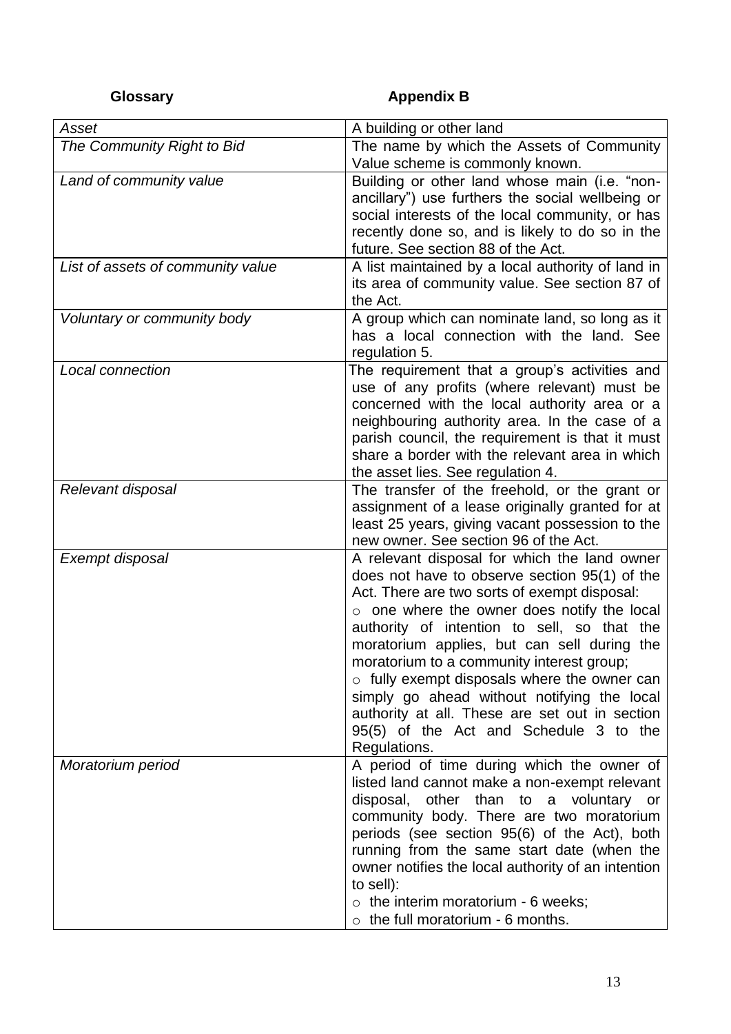**Glossary** **Appendix B**

| | |
|---|---|
| *Asset* | A building or other land |
| *The Community Right to Bid* | The name by which the Assets of Community Value scheme is commonly known. |
| *Land of community value* | Building or other land whose main (i.e. "non-ancillary") use furthers the social wellbeing or social interests of the local community, or has recently done so, and is likely to do so in the future. See section 88 of the Act. |
| *List of assets of community value* | A list maintained by a local authority of land in its area of community value. See section 87 of the Act. |
| *Voluntary or community body* | A group which can nominate land, so long as it has a local connection with the land. See regulation 5. |
| *Local connection* | The requirement that a group's activities and use of any profits (where relevant) must be concerned with the local authority area or a neighbouring authority area. In the case of a parish council, the requirement is that it must share a border with the relevant area in which the asset lies. See regulation 4. |
| *Relevant disposal* | The transfer of the freehold, or the grant or assignment of a lease originally granted for at least 25 years, giving vacant possession to the new owner. See section 96 of the Act. |
| *Exempt disposal* | A relevant disposal for which the land owner does not have to observe section 95(1) of the Act. There are two sorts of exempt disposal:<br>○ one where the owner does notify the local authority of intention to sell, so that the moratorium applies, but can sell during the moratorium to a community interest group;<br>○ fully exempt disposals where the owner can simply go ahead without notifying the local authority at all. These are set out in section 95(5) of the Act and Schedule 3 to the Regulations. |
| *Moratorium period* | A period of time during which the owner of listed land cannot make a non-exempt relevant disposal, other than to a voluntary or community body. There are two moratorium periods (see section 95(6) of the Act), both running from the same start date (when the owner notifies the local authority of an intention to sell):<br>○ the interim moratorium - 6 weeks;<br>○ the full moratorium - 6 months. |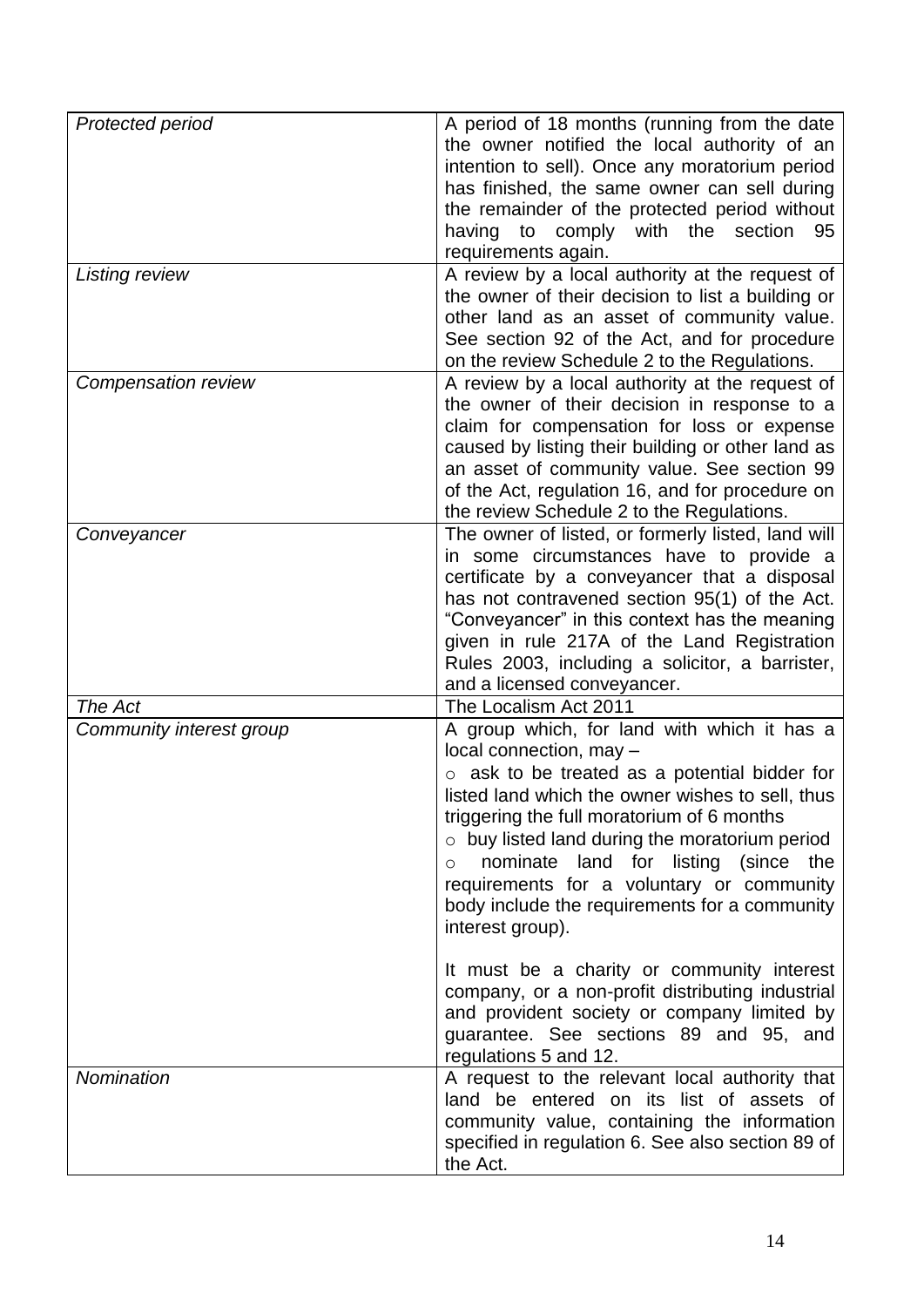| | |
|---|---|
| *Protected period* | A period of 18 months (running from the date the owner notified the local authority of an intention to sell). Once any moratorium period has finished, the same owner can sell during the remainder of the protected period without having to comply with the section 95 requirements again. |
| *Listing review* | A review by a local authority at the request of the owner of their decision to list a building or other land as an asset of community value. See section 92 of the Act, and for procedure on the review Schedule 2 to the Regulations. |
| *Compensation review* | A review by a local authority at the request of the owner of their decision in response to a claim for compensation for loss or expense caused by listing their building or other land as an asset of community value. See section 99 of the Act, regulation 16, and for procedure on the review Schedule 2 to the Regulations. |
| *Conveyancer* | The owner of listed, or formerly listed, land will in some circumstances have to provide a certificate by a conveyancer that a disposal has not contravened section 95(1) of the Act. "Conveyancer" in this context has the meaning given in rule 217A of the Land Registration Rules 2003, including a solicitor, a barrister, and a licensed conveyancer. |
| *The Act* | The Localism Act 2011 |
| *Community interest group* | A group which, for land with which it has a local connection, may – <br>○ ask to be treated as a potential bidder for listed land which the owner wishes to sell, thus triggering the full moratorium of 6 months <br>○ buy listed land during the moratorium period <br>○ nominate land for listing (since the requirements for a voluntary or community body include the requirements for a community interest group). <br><br>It must be a charity or community interest company, or a non-profit distributing industrial and provident society or company limited by guarantee. See sections 89 and 95, and regulations 5 and 12. |
| *Nomination* | A request to the relevant local authority that land be entered on its list of assets of community value, containing the information specified in regulation 6. See also section 89 of the Act. |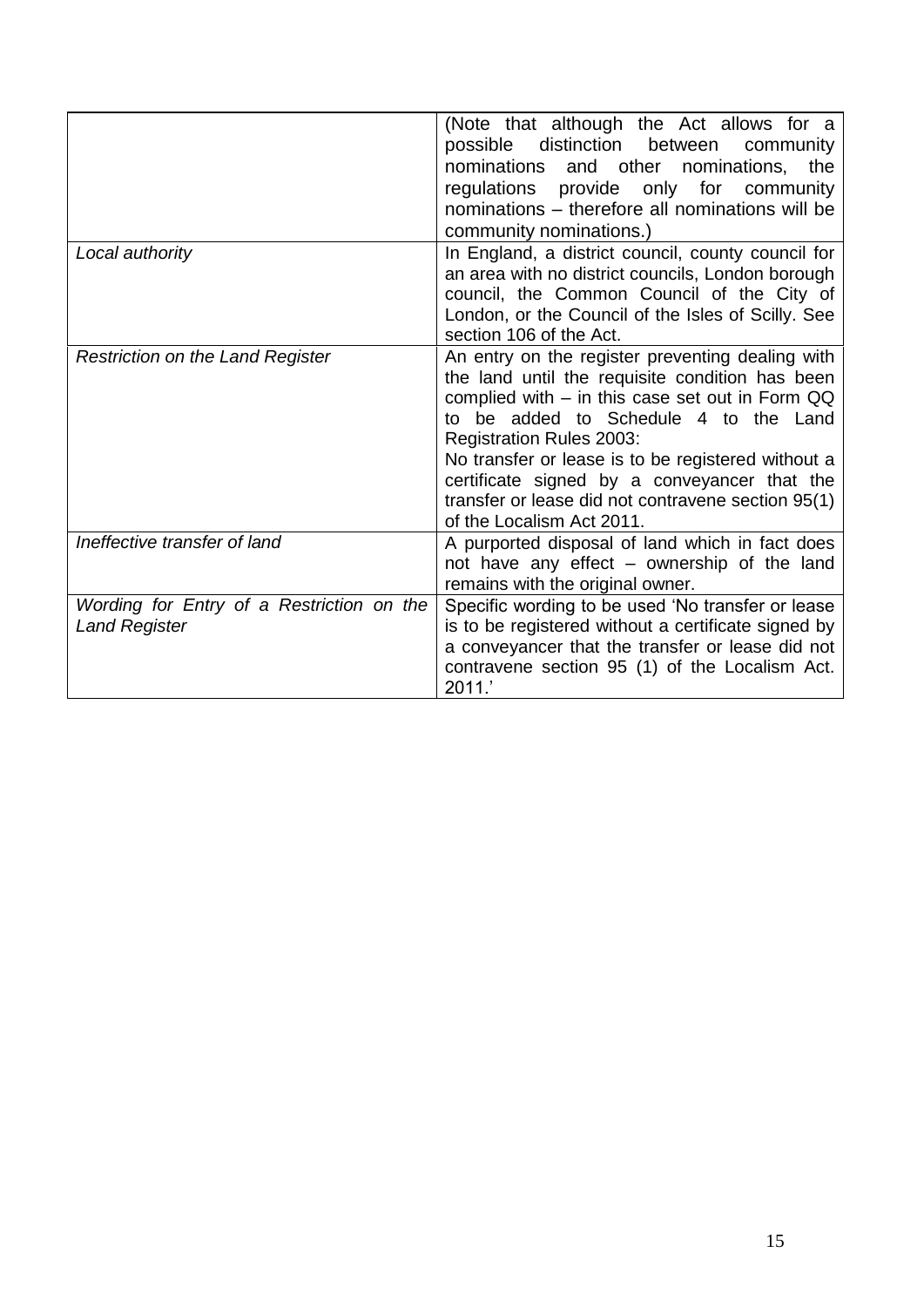| | |
|---|---|
| | (Note that although the Act allows for a possible distinction between community nominations and other nominations, the regulations provide only for community nominations – therefore all nominations will be community nominations.) |
| *Local authority* | In England, a district council, county council for an area with no district councils, London borough council, the Common Council of the City of London, or the Council of the Isles of Scilly. See section 106 of the Act. |
| *Restriction on the Land Register* | An entry on the register preventing dealing with the land until the requisite condition has been complied with – in this case set out in Form QQ to be added to Schedule 4 to the Land Registration Rules 2003:<br>No transfer or lease is to be registered without a certificate signed by a conveyancer that the transfer or lease did not contravene section 95(1) of the Localism Act 2011. |
| *Ineffective transfer of land* | A purported disposal of land which in fact does not have any effect – ownership of the land remains with the original owner. |
| *Wording for Entry of a Restriction on the Land Register* | Specific wording to be used 'No transfer or lease is to be registered without a certificate signed by a conveyancer that the transfer or lease did not contravene section 95 (1) of the Localism Act. 2011.' |